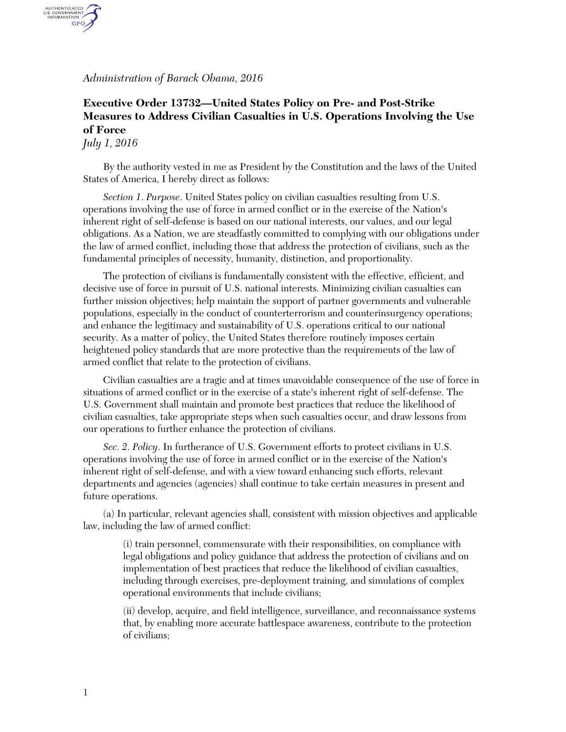*Administration of Barack Obama, 2016*

## Executive Order 13732—United States Policy on Pre- and Post-Strike Measures to Address Civilian Casualties in U.S. Operations Involving the Use of Force

*July 1, 2016*

By the authority vested in me as President by the Constitution and the laws of the United States of America, I hereby direct as follows:

*Section 1. Purpose*. United States policy on civilian casualties resulting from U.S. operations involving the use of force in armed conflict or in the exercise of the Nation's inherent right of self-defense is based on our national interests, our values, and our legal obligations. As a Nation, we are steadfastly committed to complying with our obligations under the law of armed conflict, including those that address the protection of civilians, such as the fundamental principles of necessity, humanity, distinction, and proportionality.

The protection of civilians is fundamentally consistent with the effective, efficient, and decisive use of force in pursuit of U.S. national interests. Minimizing civilian casualties can further mission objectives; help maintain the support of partner governments and vulnerable populations, especially in the conduct of counterterrorism and counterinsurgency operations; and enhance the legitimacy and sustainability of U.S. operations critical to our national security. As a matter of policy, the United States therefore routinely imposes certain heightened policy standards that are more protective than the requirements of the law of armed conflict that relate to the protection of civilians.

Civilian casualties are a tragic and at times unavoidable consequence of the use of force in situations of armed conflict or in the exercise of a state's inherent right of self-defense. The U.S. Government shall maintain and promote best practices that reduce the likelihood of civilian casualties, take appropriate steps when such casualties occur, and draw lessons from our operations to further enhance the protection of civilians.

*Sec. 2. Policy*. In furtherance of U.S. Government efforts to protect civilians in U.S. operations involving the use of force in armed conflict or in the exercise of the Nation's inherent right of self-defense, and with a view toward enhancing such efforts, relevant departments and agencies (agencies) shall continue to take certain measures in present and future operations.

(a) In particular, relevant agencies shall, consistent with mission objectives and applicable law, including the law of armed conflict:

(i) train personnel, commensurate with their responsibilities, on compliance with legal obligations and policy guidance that address the protection of civilians and on implementation of best practices that reduce the likelihood of civilian casualties, including through exercises, pre-deployment training, and simulations of complex operational environments that include civilians;

(ii) develop, acquire, and field intelligence, surveillance, and reconnaissance systems that, by enabling more accurate battlespace awareness, contribute to the protection of civilians;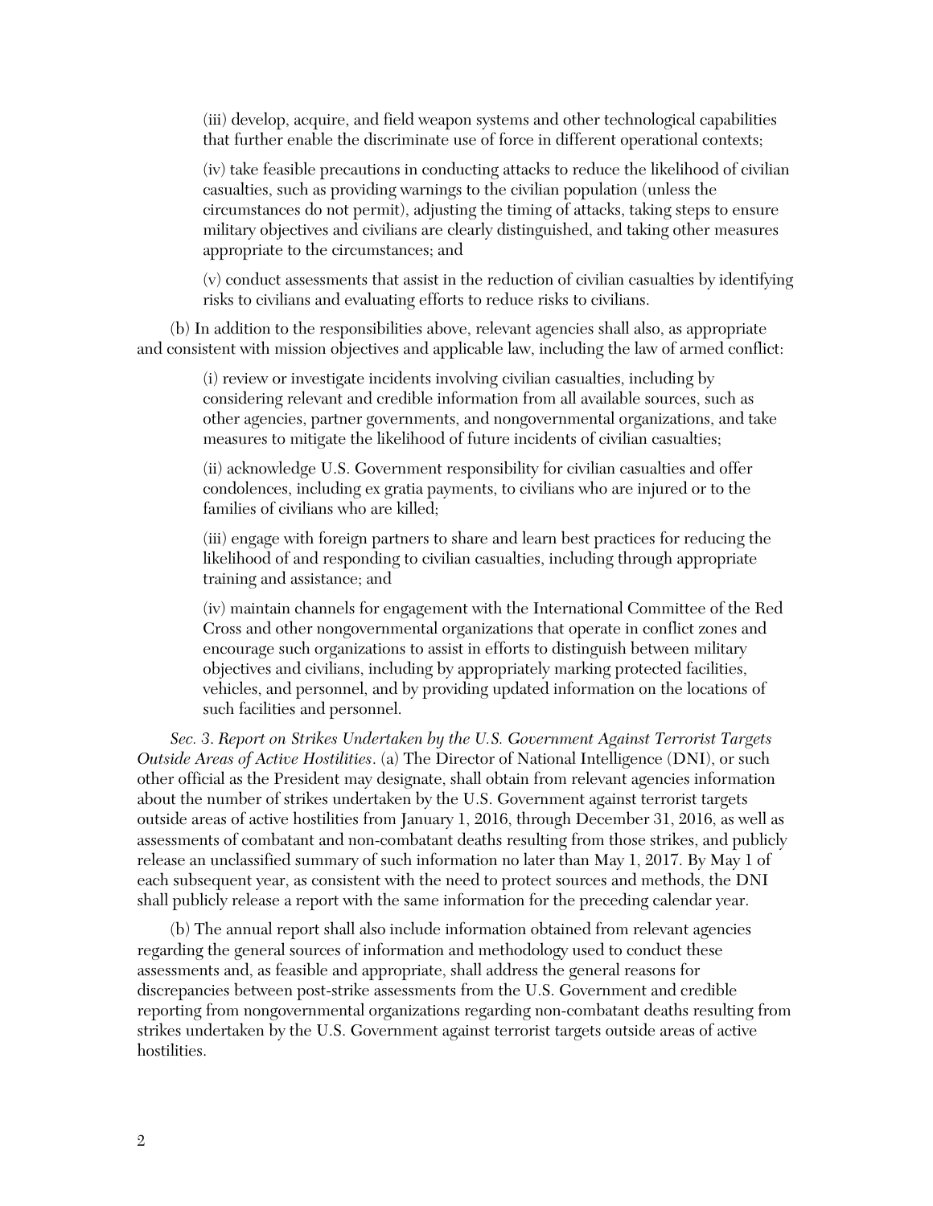(iii) develop, acquire, and field weapon systems and other technological capabilities that further enable the discriminate use of force in different operational contexts;

(iv) take feasible precautions in conducting attacks to reduce the likelihood of civilian casualties, such as providing warnings to the civilian population (unless the circumstances do not permit), adjusting the timing of attacks, taking steps to ensure military objectives and civilians are clearly distinguished, and taking other measures appropriate to the circumstances; and

(v) conduct assessments that assist in the reduction of civilian casualties by identifying risks to civilians and evaluating efforts to reduce risks to civilians.

(b) In addition to the responsibilities above, relevant agencies shall also, as appropriate and consistent with mission objectives and applicable law, including the law of armed conflict:

(i) review or investigate incidents involving civilian casualties, including by considering relevant and credible information from all available sources, such as other agencies, partner governments, and nongovernmental organizations, and take measures to mitigate the likelihood of future incidents of civilian casualties;

(ii) acknowledge U.S. Government responsibility for civilian casualties and offer condolences, including ex gratia payments, to civilians who are injured or to the families of civilians who are killed;

(iii) engage with foreign partners to share and learn best practices for reducing the likelihood of and responding to civilian casualties, including through appropriate training and assistance; and

(iv) maintain channels for engagement with the International Committee of the Red Cross and other nongovernmental organizations that operate in conflict zones and encourage such organizations to assist in efforts to distinguish between military objectives and civilians, including by appropriately marking protected facilities, vehicles, and personnel, and by providing updated information on the locations of such facilities and personnel.

*Sec. 3. Report on Strikes Undertaken by the U.S. Government Against Terrorist Targets Outside Areas of Active Hostilities.* (a) The Director of National Intelligence (DNI), or such other official as the President may designate, shall obtain from relevant agencies information about the number of strikes undertaken by the U.S. Government against terrorist targets outside areas of active hostilities from January 1, 2016, through December 31, 2016, as well as assessments of combatant and non-combatant deaths resulting from those strikes, and publicly release an unclassified summary of such information no later than May 1, 2017. By May 1 of each subsequent year, as consistent with the need to protect sources and methods, the DNI shall publicly release a report with the same information for the preceding calendar year.

(b) The annual report shall also include information obtained from relevant agencies regarding the general sources of information and methodology used to conduct these assessments and, as feasible and appropriate, shall address the general reasons for discrepancies between post-strike assessments from the U.S. Government and credible reporting from nongovernmental organizations regarding non-combatant deaths resulting from strikes undertaken by the U.S. Government against terrorist targets outside areas of active hostilities.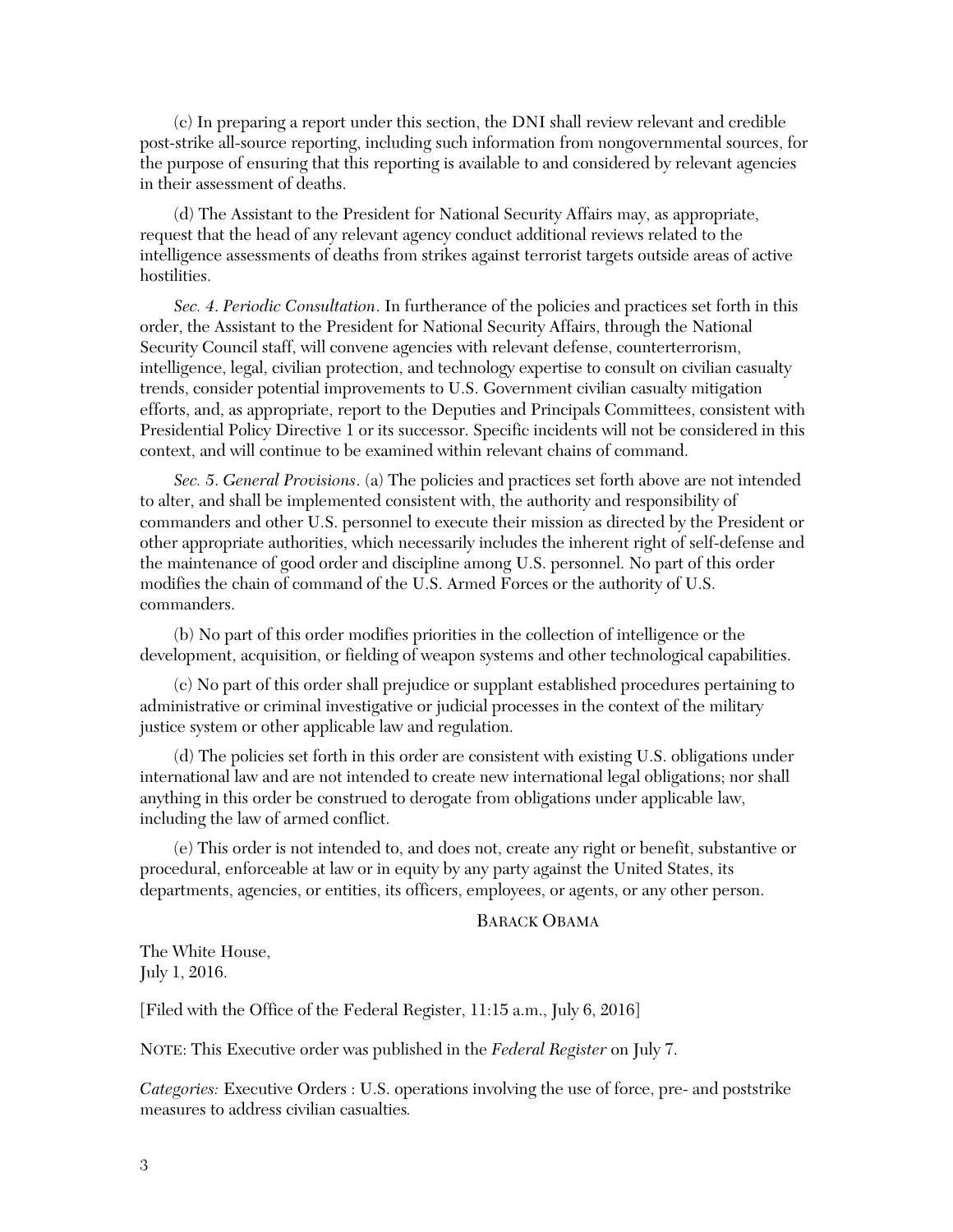(c) In preparing a report under this section, the DNI shall review relevant and credible post-strike all-source reporting, including such information from nongovernmental sources, for the purpose of ensuring that this reporting is available to and considered by relevant agencies in their assessment of deaths.

(d) The Assistant to the President for National Security Affairs may, as appropriate, request that the head of any relevant agency conduct additional reviews related to the intelligence assessments of deaths from strikes against terrorist targets outside areas of active hostilities.

*Sec. 4. Periodic Consultation*. In furtherance of the policies and practices set forth in this order, the Assistant to the President for National Security Affairs, through the National Security Council staff, will convene agencies with relevant defense, counterterrorism, intelligence, legal, civilian protection, and technology expertise to consult on civilian casualty trends, consider potential improvements to U.S. Government civilian casualty mitigation efforts, and, as appropriate, report to the Deputies and Principals Committees, consistent with Presidential Policy Directive 1 or its successor. Specific incidents will not be considered in this context, and will continue to be examined within relevant chains of command.

*Sec. 5. General Provisions*. (a) The policies and practices set forth above are not intended to alter, and shall be implemented consistent with, the authority and responsibility of commanders and other U.S. personnel to execute their mission as directed by the President or other appropriate authorities, which necessarily includes the inherent right of self-defense and the maintenance of good order and discipline among U.S. personnel. No part of this order modifies the chain of command of the U.S. Armed Forces or the authority of U.S. commanders.

(b) No part of this order modifies priorities in the collection of intelligence or the development, acquisition, or fielding of weapon systems and other technological capabilities.

(c) No part of this order shall prejudice or supplant established procedures pertaining to administrative or criminal investigative or judicial processes in the context of the military justice system or other applicable law and regulation.

(d) The policies set forth in this order are consistent with existing U.S. obligations under international law and are not intended to create new international legal obligations; nor shall anything in this order be construed to derogate from obligations under applicable law, including the law of armed conflict.

(e) This order is not intended to, and does not, create any right or benefit, substantive or procedural, enforceable at law or in equity by any party against the United States, its departments, agencies, or entities, its officers, employees, or agents, or any other person.

BARACK OBAMA

The White House,
July 1, 2016.

[Filed with the Office of the Federal Register, 11:15 a.m., July 6, 2016]

NOTE: This Executive order was published in the *Federal Register* on July 7.

*Categories:* Executive Orders : U.S. operations involving the use of force, pre- and poststrike measures to address civilian casualties.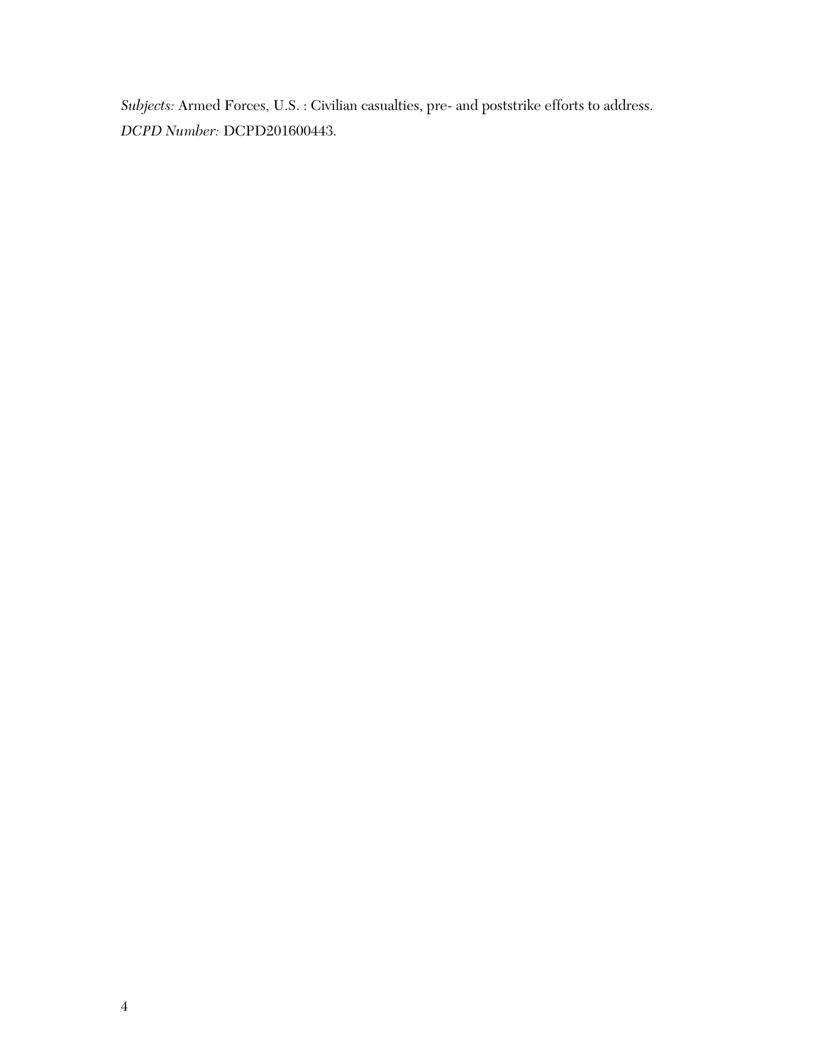*Subjects:* Armed Forces, U.S. : Civilian casualties, pre- and poststrike efforts to address.
*DCPD Number:* DCPD201600443.